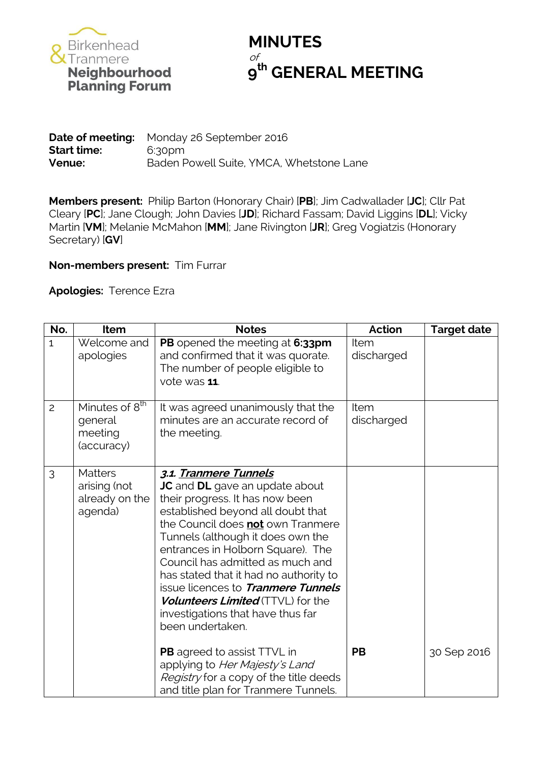Birkenhead & Tranmere **Neighbourhood Planning Forum**

# MINUTES
*of*
# 9th GENERAL MEETING

**Date of meeting:** Monday 26 September 2016
**Start time:** 6:30pm
**Venue:** Baden Powell Suite, YMCA, Whetstone Lane

**Members present:** Philip Barton (Honorary Chair) [**PB**]; Jim Cadwallader [**JC**]; Cllr Pat Cleary [**PC**]; Jane Clough; John Davies [**JD**]; Richard Fassam; David Liggins [**DL**]; Vicky Martin [**VM**]; Melanie McMahon [**MM**]; Jane Rivington [**JR**]; Greg Vogiatzis (Honorary Secretary) [**GV**]

**Non-members present:** Tim Furrar

**Apologies:** Terence Ezra

| No. | Item | Notes | Action | Target date |
|---|---|---|---|---|
| 1 | Welcome and apologies | **PB** opened the meeting at **6:33pm** and confirmed that it was quorate. The number of people eligible to vote was **11**. | Item discharged | |
| 2 | Minutes of 8th general meeting (accuracy) | It was agreed unanimously that the minutes are an accurate record of the meeting. | Item discharged | |
| 3 | Matters arising (not already on the agenda) | ***3.1. <u>Tranmere Tunnels</u>*** **JC** and **DL** gave an update about their progress. It has now been established beyond all doubt that the Council does **<u>not</u>** own Tranmere Tunnels (although it does own the entrances in Holborn Square). The Council has admitted as much and has stated that it had no authority to issue licences to ***Tranmere Tunnels Volunteers Limited*** (TTVL) for the investigations that have thus far been undertaken. | | |
| | | **PB** agreed to assist TTVL in applying to *Her Majesty's Land Registry* for a copy of the title deeds and title plan for Tranmere Tunnels. | **PB** | 30 Sep 2016 |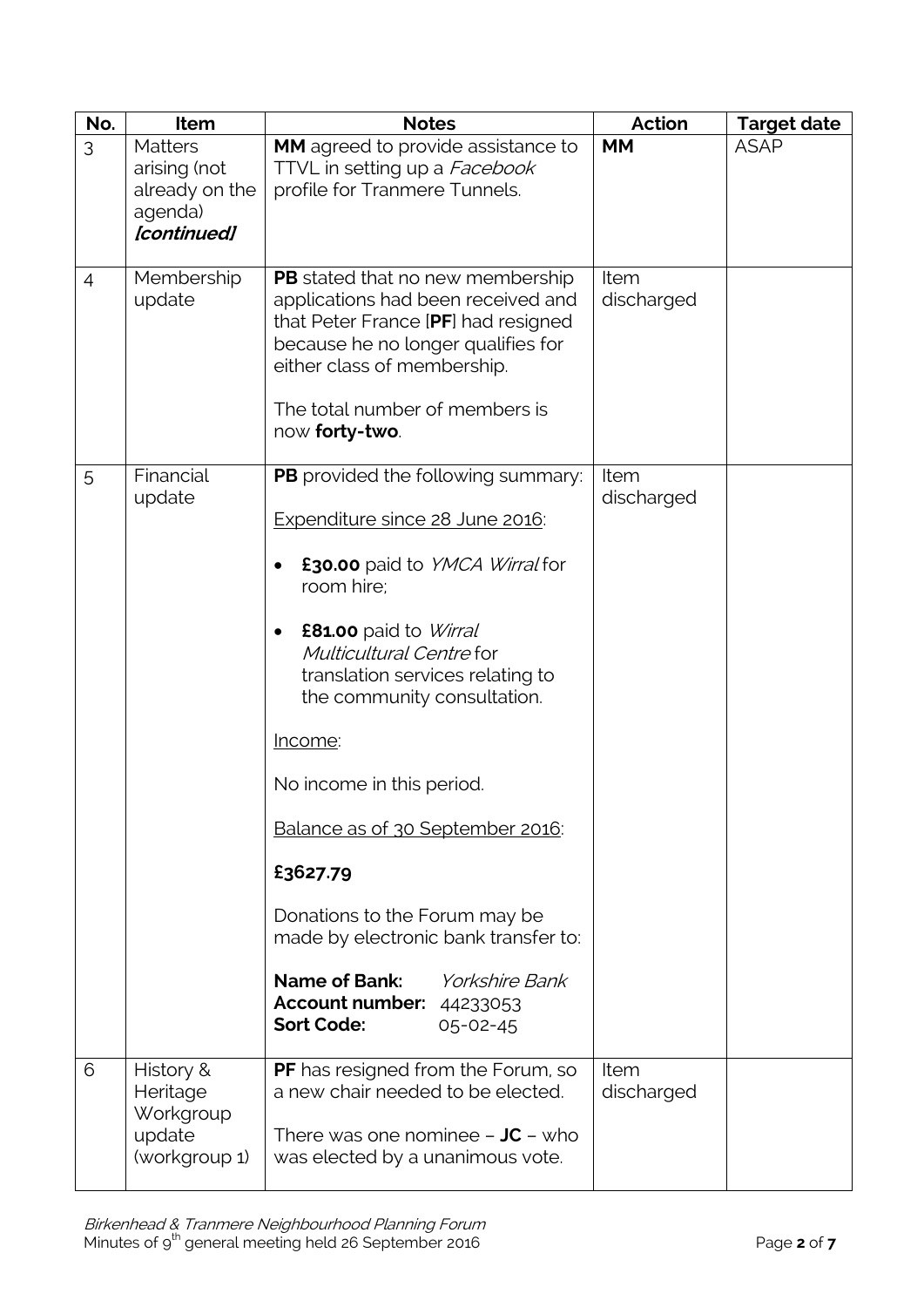| No. | Item | Notes | Action | Target date |
|---|---|---|---|---|
| 3 | Matters arising (not already on the agenda) ***[continued]*** | **MM** agreed to provide assistance to TTVL in setting up a *Facebook* profile for Tranmere Tunnels. | **MM** | ASAP |
| 4 | Membership update | **PB** stated that no new membership applications had been received and that Peter France [**PF**] had resigned because he no longer qualifies for either class of membership.<br><br>The total number of members is now **forty-two**. | Item discharged | |
| 5 | Financial update | **PB** provided the following summary:<br><br><u>Expenditure since 28 June 2016</u>:<br><br>• **£30.00** paid to *YMCA Wirral* for room hire;<br><br>• **£81.00** paid to *Wirral Multicultural Centre* for translation services relating to the community consultation.<br><br><u>Income</u>:<br><br>No income in this period.<br><br><u>Balance as of 30 September 2016</u>:<br><br>**£3627.79**<br><br>Donations to the Forum may be made by electronic bank transfer to:<br><br>**Name of Bank:** *Yorkshire Bank*<br>**Account number:** 44233053<br>**Sort Code:** 05-02-45 | Item discharged | |
| 6 | History & Heritage Workgroup update (workgroup 1) | **PF** has resigned from the Forum, so a new chair needed to be elected.<br><br>There was one nominee – **JC** – who was elected by a unanimous vote. | Item discharged | |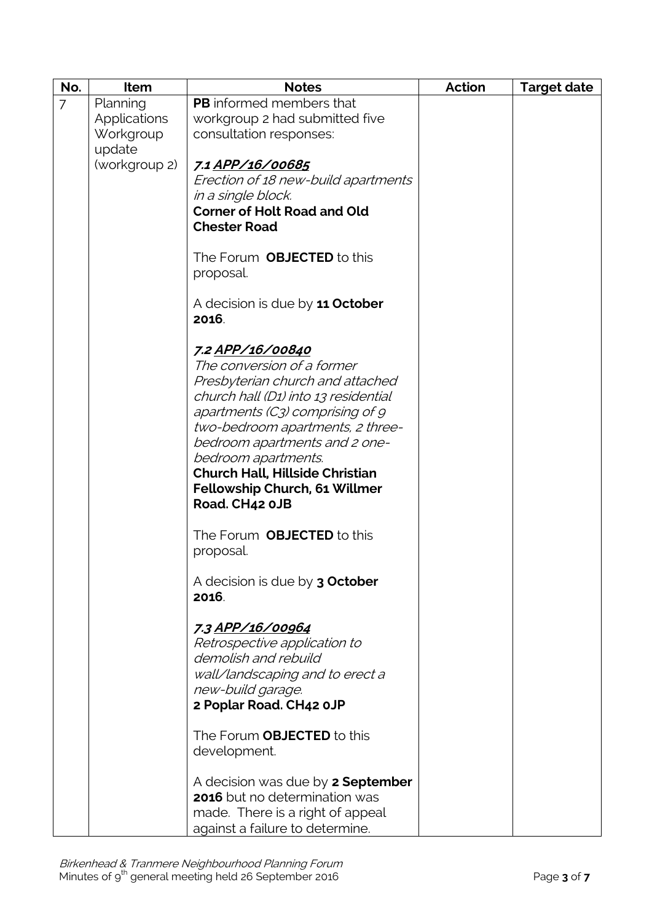| No. | Item | Notes | Action | Target date |
| --- | --- | --- | --- | --- |
| 7 | Planning Applications Workgroup update (workgroup 2) | **PB** informed members that workgroup 2 had submitted five consultation responses:<br><br>***7.1 <u>APP/16/00685</u>***<br>*Erection of 18 new-build apartments in a single block.*<br>**Corner of Holt Road and Old Chester Road**<br><br>The Forum **OBJECTED** to this proposal.<br><br>A decision is due by **11 October 2016**.<br><br>***7.2 <u>APP/16/00840</u>***<br>*The conversion of a former Presbyterian church and attached church hall (D1) into 13 residential apartments (C3) comprising of 9 two-bedroom apartments, 2 three-bedroom apartments and 2 one-bedroom apartments.*<br>**Church Hall, Hillside Christian Fellowship Church, 61 Willmer Road. CH42 0JB**<br><br>The Forum **OBJECTED** to this proposal.<br><br>A decision is due by **3 October 2016**.<br><br>***7.3 <u>APP/16/00964</u>***<br>*Retrospective application to demolish and rebuild wall/landscaping and to erect a new-build garage.*<br>**2 Poplar Road. CH42 0JP**<br><br>The Forum **OBJECTED** to this development.<br><br>A decision was due by **2 September 2016** but no determination was made. There is a right of appeal against a failure to determine. | | |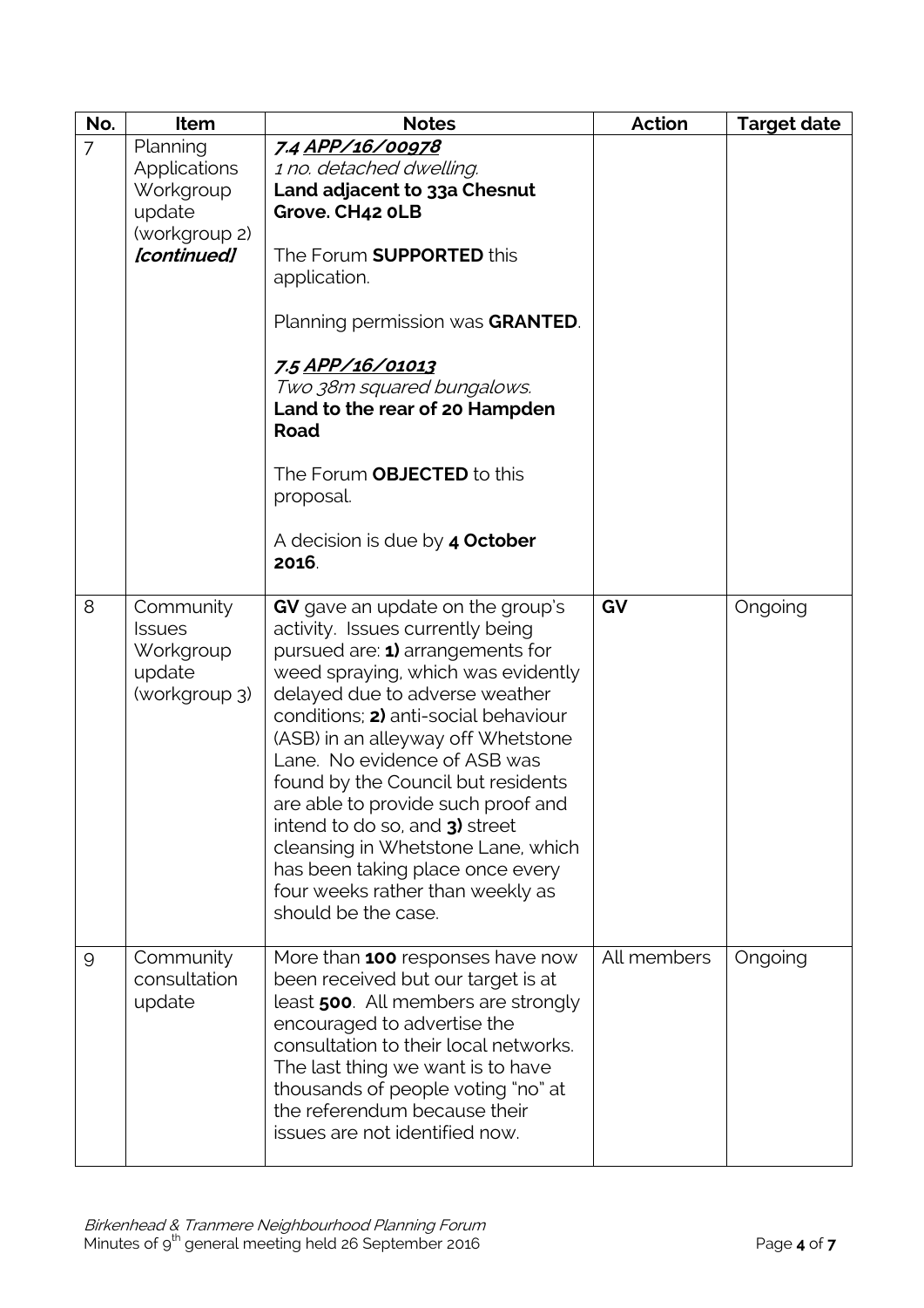| No. | Item | Notes | Action | Target date |
|---|---|---|---|---|
| 7 | Planning Applications Workgroup update (workgroup 2) ***[continued]*** | ***7.4 <u>APP/16/00978</u>***<br>*1 no. detached dwelling.*<br>**Land adjacent to 33a Chesnut Grove. CH42 0LB**<br><br>The Forum **SUPPORTED** this application.<br><br>Planning permission was **GRANTED**.<br><br>***7.5 <u>APP/16/01013</u>***<br>*Two 38m squared bungalows.*<br>**Land to the rear of 20 Hampden Road**<br><br>The Forum **OBJECTED** to this proposal.<br><br>A decision is due by **4 October 2016**. | | |
| 8 | Community Issues Workgroup update (workgroup 3) | **GV** gave an update on the group's activity. Issues currently being pursued are: **1)** arrangements for weed spraying, which was evidently delayed due to adverse weather conditions; **2)** anti-social behaviour (ASB) in an alleyway off Whetstone Lane. No evidence of ASB was found by the Council but residents are able to provide such proof and intend to do so, and **3)** street cleansing in Whetstone Lane, which has been taking place once every four weeks rather than weekly as should be the case. | **GV** | Ongoing |
| 9 | Community consultation update | More than **100** responses have now been received but our target is at least **500**. All members are strongly encouraged to advertise the consultation to their local networks. The last thing we want is to have thousands of people voting "no" at the referendum because their issues are not identified now. | All members | Ongoing |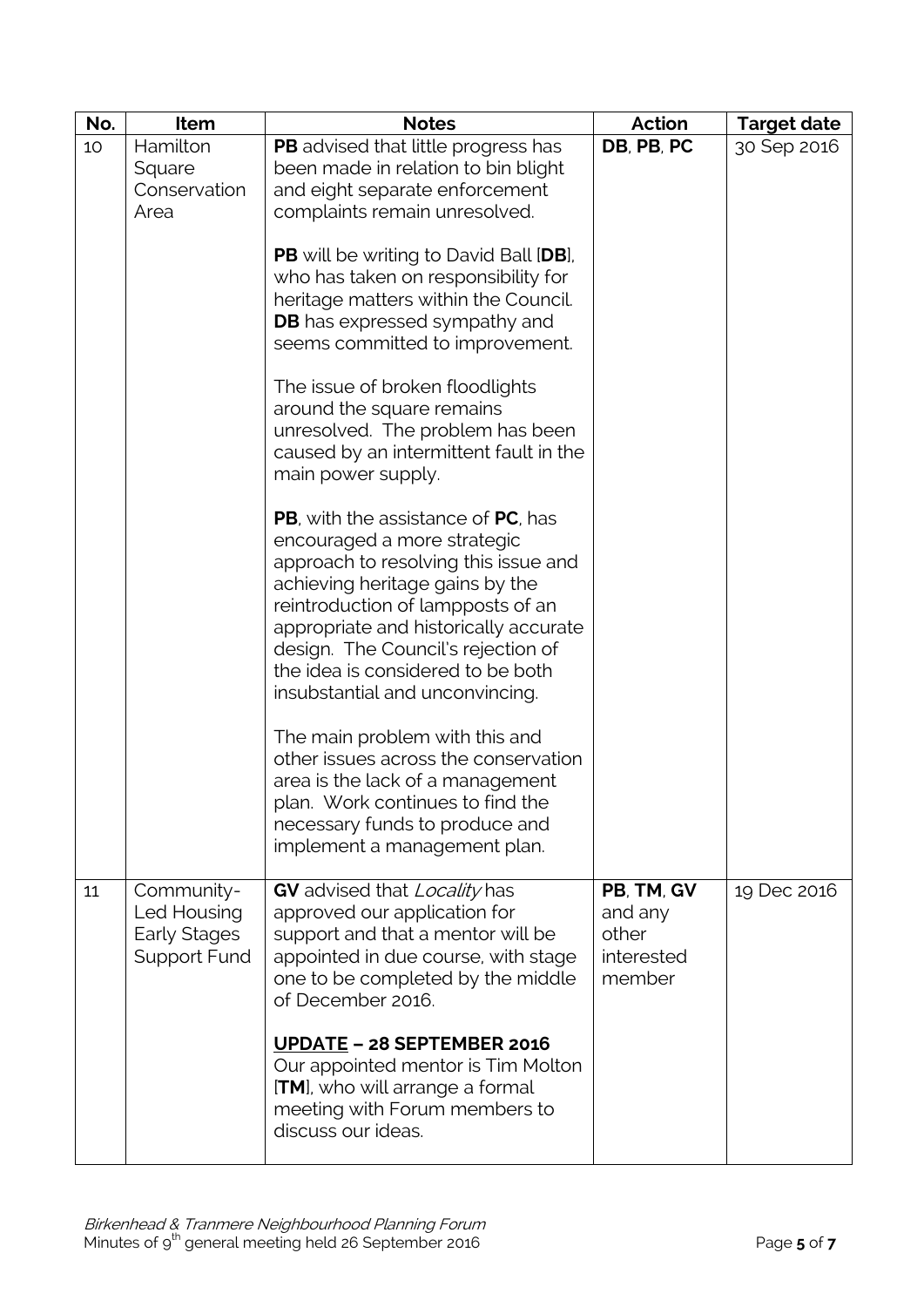| No. | Item | Notes | Action | Target date |
|---|---|---|---|---|
| 10 | Hamilton Square Conservation Area | **PB** advised that little progress has been made in relation to bin blight and eight separate enforcement complaints remain unresolved.<br><br>**PB** will be writing to David Ball [**DB**], who has taken on responsibility for heritage matters within the Council. **DB** has expressed sympathy and seems committed to improvement.<br><br>The issue of broken floodlights around the square remains unresolved. The problem has been caused by an intermittent fault in the main power supply.<br><br>**PB**, with the assistance of **PC**, has encouraged a more strategic approach to resolving this issue and achieving heritage gains by the reintroduction of lampposts of an appropriate and historically accurate design. The Council's rejection of the idea is considered to be both insubstantial and unconvincing.<br><br>The main problem with this and other issues across the conservation area is the lack of a management plan. Work continues to find the necessary funds to produce and implement a management plan. | **DB**, **PB**, **PC** | 30 Sep 2016 |
| 11 | Community-Led Housing Early Stages Support Fund | **GV** advised that *Locality* has approved our application for support and that a mentor will be appointed in due course, with stage one to be completed by the middle of December 2016.<br><br>**UPDATE – 28 SEPTEMBER 2016**<br>Our appointed mentor is Tim Molton [**TM**], who will arrange a formal meeting with Forum members to discuss our ideas. | **PB**, **TM**, **GV** and any other interested member | 19 Dec 2016 |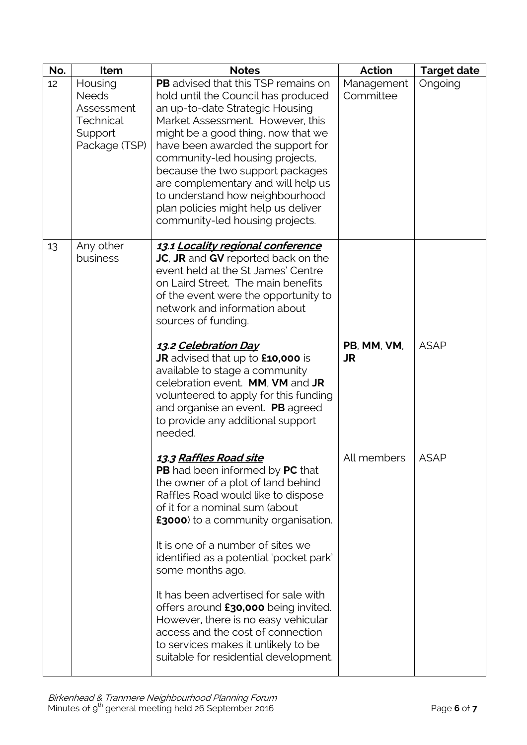| No. | Item | Notes | Action | Target date |
|---|---|---|---|---|
| 12 | Housing Needs Assessment Technical Support Package (TSP) | **PB** advised that this TSP remains on hold until the Council has produced an up-to-date Strategic Housing Market Assessment. However, this might be a good thing, now that we have been awarded the support for community-led housing projects, because the two support packages are complementary and will help us to understand how neighbourhood plan policies might help us deliver community-led housing projects. | Management Committee | Ongoing |
| 13 | Any other business | ***13.1 Locality regional conference*** <br> **JC**, **JR** and **GV** reported back on the event held at the St James' Centre on Laird Street. The main benefits of the event were the opportunity to network and information about sources of funding. | | |
| | | ***13.2 Celebration Day*** <br> **JR** advised that up to **£10,000** is available to stage a community celebration event. **MM**, **VM** and **JR** volunteered to apply for this funding and organise an event. **PB** agreed to provide any additional support needed. | **PB**, **MM**, **VM**, **JR** | ASAP |
| | | ***13.3 Raffles Road site*** <br> **PB** had been informed by **PC** that the owner of a plot of land behind Raffles Road would like to dispose of it for a nominal sum (about **£3000**) to a community organisation. <br><br> It is one of a number of sites we identified as a potential 'pocket park' some months ago. <br><br> It has been advertised for sale with offers around **£30,000** being invited. However, there is no easy vehicular access and the cost of connection to services makes it unlikely to be suitable for residential development. | All members | ASAP |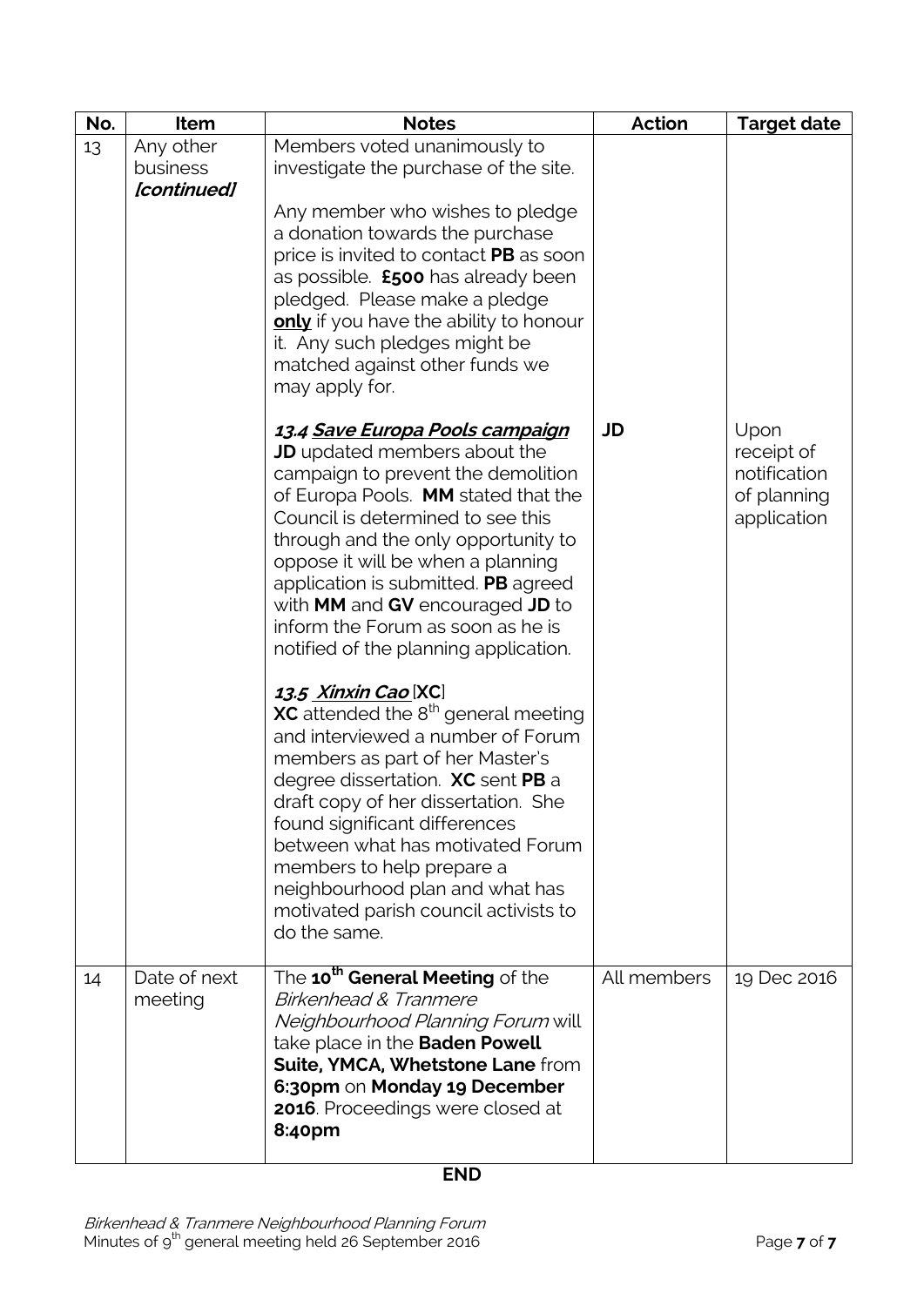| No. | Item | Notes | Action | Target date |
|---|---|---|---|---|
| 13 | Any other business ***[continued]*** | Members voted unanimously to investigate the purchase of the site.<br><br>Any member who wishes to pledge a donation towards the purchase price is invited to contact **PB** as soon as possible. **£500** has already been pledged. Please make a pledge **only** if you have the ability to honour it. Any such pledges might be matched against other funds we may apply for.<br><br>***13.4 Save Europa Pools campaign***<br>**JD** updated members about the campaign to prevent the demolition of Europa Pools. **MM** stated that the Council is determined to see this through and the only opportunity to oppose it will be when a planning application is submitted. **PB** agreed with **MM** and **GV** encouraged **JD** to inform the Forum as soon as he is notified of the planning application.<br><br>***13.5 Xinxin Cao*** [**XC**]<br>**XC** attended the 8th general meeting and interviewed a number of Forum members as part of her Master's degree dissertation. **XC** sent **PB** a draft copy of her dissertation. She found significant differences between what has motivated Forum members to help prepare a neighbourhood plan and what has motivated parish council activists to do the same. | **JD** | Upon receipt of notification of planning application |
| 14 | Date of next meeting | The **10th General Meeting** of the *Birkenhead & Tranmere Neighbourhood Planning Forum* will take place in the **Baden Powell Suite, YMCA, Whetstone Lane** from **6:30pm** on **Monday 19 December 2016**. Proceedings were closed at **8:40pm** | All members | 19 Dec 2016 |

**END**